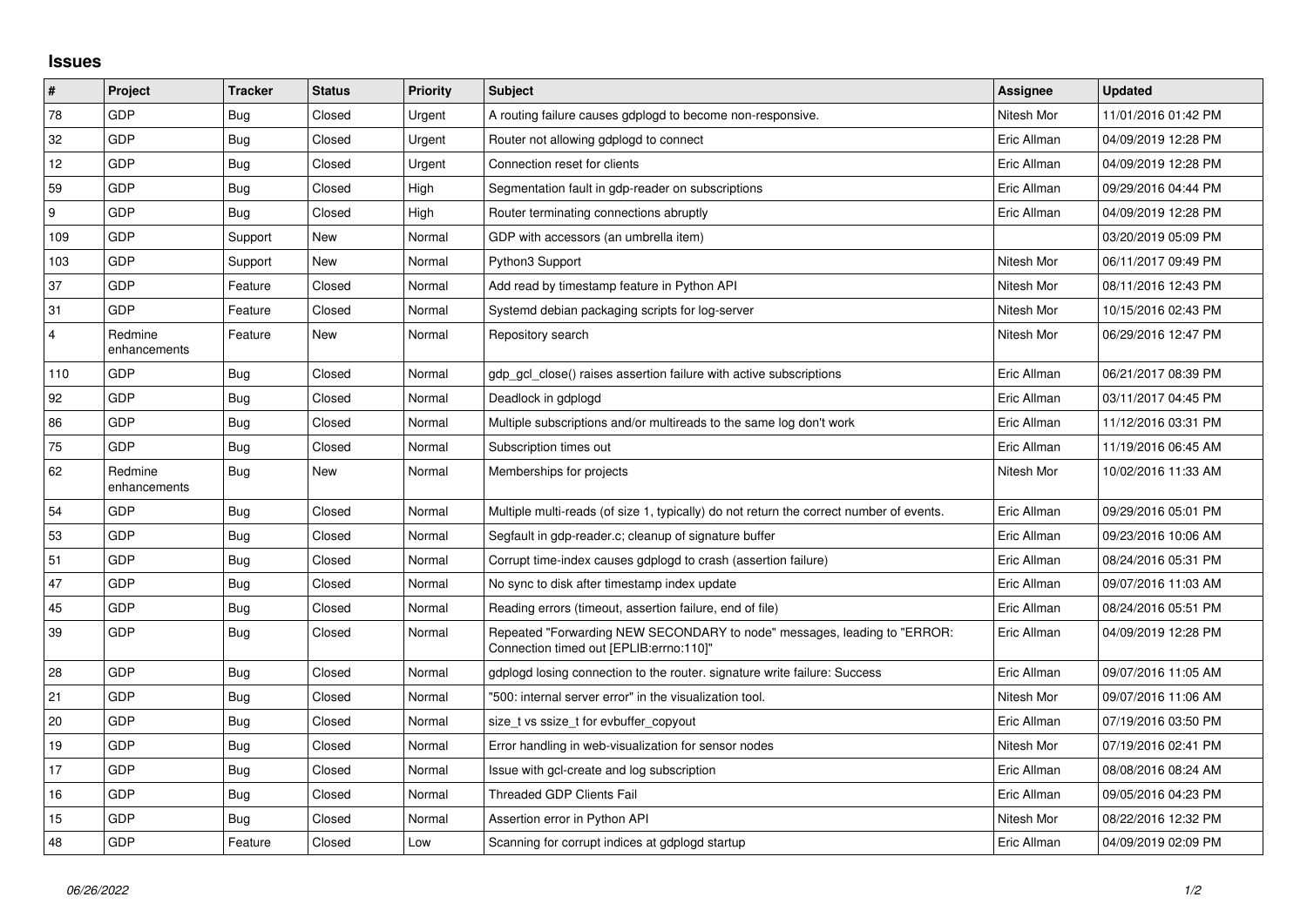## Issues

| # | Project | Tracker | Status | Priority | Subject | Assignee | Updated |
|---|---|---|---|---|---|---|---|
| 78 | GDP | Bug | Closed | Urgent | A routing failure causes gdplogd to become non-responsive. | Nitesh Mor | 11/01/2016 01:42 PM |
| 32 | GDP | Bug | Closed | Urgent | Router not allowing gdplogd to connect | Eric Allman | 04/09/2019 12:28 PM |
| 12 | GDP | Bug | Closed | Urgent | Connection reset for clients | Eric Allman | 04/09/2019 12:28 PM |
| 59 | GDP | Bug | Closed | High | Segmentation fault in gdp-reader on subscriptions | Eric Allman | 09/29/2016 04:44 PM |
| 9 | GDP | Bug | Closed | High | Router terminating connections abruptly | Eric Allman | 04/09/2019 12:28 PM |
| 109 | GDP | Support | New | Normal | GDP with accessors (an umbrella item) | | 03/20/2019 05:09 PM |
| 103 | GDP | Support | New | Normal | Python3 Support | Nitesh Mor | 06/11/2017 09:49 PM |
| 37 | GDP | Feature | Closed | Normal | Add read by timestamp feature in Python API | Nitesh Mor | 08/11/2016 12:43 PM |
| 31 | GDP | Feature | Closed | Normal | Systemd debian packaging scripts for log-server | Nitesh Mor | 10/15/2016 02:43 PM |
| 4 | Redmine enhancements | Feature | New | Normal | Repository search | Nitesh Mor | 06/29/2016 12:47 PM |
| 110 | GDP | Bug | Closed | Normal | gdp_gcl_close() raises assertion failure with active subscriptions | Eric Allman | 06/21/2017 08:39 PM |
| 92 | GDP | Bug | Closed | Normal | Deadlock in gdplogd | Eric Allman | 03/11/2017 04:45 PM |
| 86 | GDP | Bug | Closed | Normal | Multiple subscriptions and/or multireads to the same log don't work | Eric Allman | 11/12/2016 03:31 PM |
| 75 | GDP | Bug | Closed | Normal | Subscription times out | Eric Allman | 11/19/2016 06:45 AM |
| 62 | Redmine enhancements | Bug | New | Normal | Memberships for projects | Nitesh Mor | 10/02/2016 11:33 AM |
| 54 | GDP | Bug | Closed | Normal | Multiple multi-reads (of size 1, typically) do not return the correct number of events. | Eric Allman | 09/29/2016 05:01 PM |
| 53 | GDP | Bug | Closed | Normal | Segfault in gdp-reader.c; cleanup of signature buffer | Eric Allman | 09/23/2016 10:06 AM |
| 51 | GDP | Bug | Closed | Normal | Corrupt time-index causes gdplogd to crash (assertion failure) | Eric Allman | 08/24/2016 05:31 PM |
| 47 | GDP | Bug | Closed | Normal | No sync to disk after timestamp index update | Eric Allman | 09/07/2016 11:03 AM |
| 45 | GDP | Bug | Closed | Normal | Reading errors (timeout, assertion failure, end of file) | Eric Allman | 08/24/2016 05:51 PM |
| 39 | GDP | Bug | Closed | Normal | Repeated "Forwarding NEW SECONDARY to node" messages, leading to "ERROR: Connection timed out [EPLIB:errno:110]" | Eric Allman | 04/09/2019 12:28 PM |
| 28 | GDP | Bug | Closed | Normal | gdplogd losing connection to the router. signature write failure: Success | Eric Allman | 09/07/2016 11:05 AM |
| 21 | GDP | Bug | Closed | Normal | "500: internal server error" in the visualization tool. | Nitesh Mor | 09/07/2016 11:06 AM |
| 20 | GDP | Bug | Closed | Normal | size_t vs ssize_t for evbuffer_copyout | Eric Allman | 07/19/2016 03:50 PM |
| 19 | GDP | Bug | Closed | Normal | Error handling in web-visualization for sensor nodes | Nitesh Mor | 07/19/2016 02:41 PM |
| 17 | GDP | Bug | Closed | Normal | Issue with gcl-create and log subscription | Eric Allman | 08/08/2016 08:24 AM |
| 16 | GDP | Bug | Closed | Normal | Threaded GDP Clients Fail | Eric Allman | 09/05/2016 04:23 PM |
| 15 | GDP | Bug | Closed | Normal | Assertion error in Python API | Nitesh Mor | 08/22/2016 12:32 PM |
| 48 | GDP | Feature | Closed | Low | Scanning for corrupt indices at gdplogd startup | Eric Allman | 04/09/2019 02:09 PM |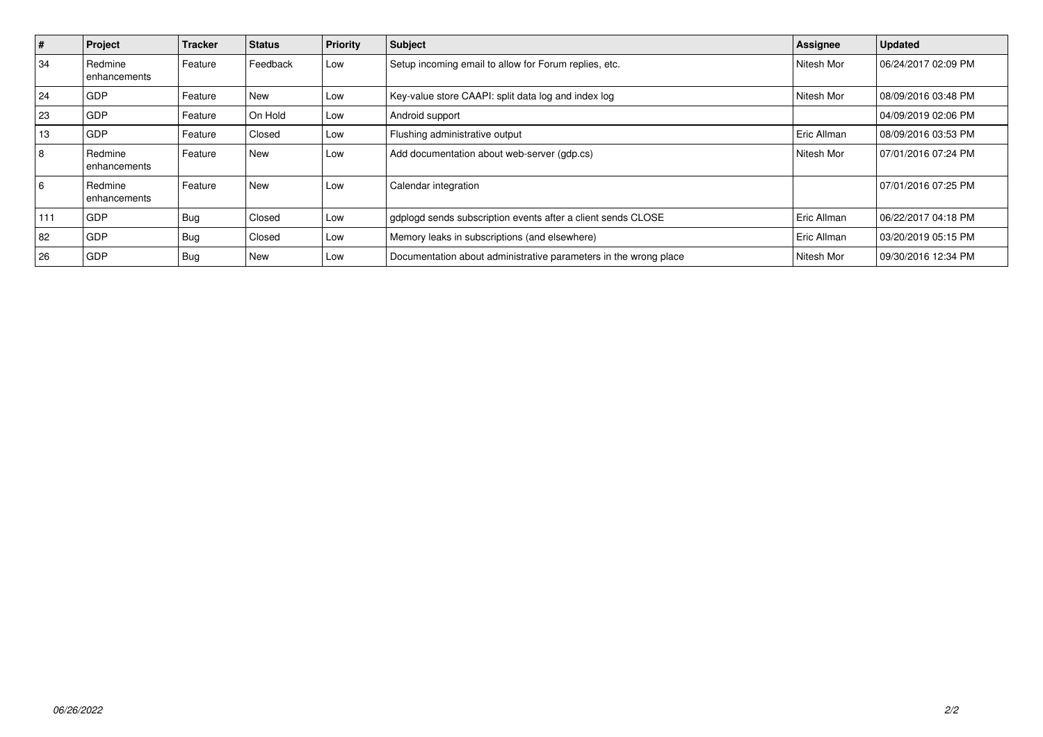| # | Project | Tracker | Status | Priority | Subject | Assignee | Updated |
|---|---|---|---|---|---|---|---|
| 34 | Redmine enhancements | Feature | Feedback | Low | Setup incoming email to allow for Forum replies, etc. | Nitesh Mor | 06/24/2017 02:09 PM |
| 24 | GDP | Feature | New | Low | Key-value store CAAPI: split data log and index log | Nitesh Mor | 08/09/2016 03:48 PM |
| 23 | GDP | Feature | On Hold | Low | Android support | | 04/09/2019 02:06 PM |
| 13 | GDP | Feature | Closed | Low | Flushing administrative output | Eric Allman | 08/09/2016 03:53 PM |
| 8 | Redmine enhancements | Feature | New | Low | Add documentation about web-server (gdp.cs) | Nitesh Mor | 07/01/2016 07:24 PM |
| 6 | Redmine enhancements | Feature | New | Low | Calendar integration | | 07/01/2016 07:25 PM |
| 111 | GDP | Bug | Closed | Low | gdplogd sends subscription events after a client sends CLOSE | Eric Allman | 06/22/2017 04:18 PM |
| 82 | GDP | Bug | Closed | Low | Memory leaks in subscriptions (and elsewhere) | Eric Allman | 03/20/2019 05:15 PM |
| 26 | GDP | Bug | New | Low | Documentation about administrative parameters in the wrong place | Nitesh Mor | 09/30/2016 12:34 PM |